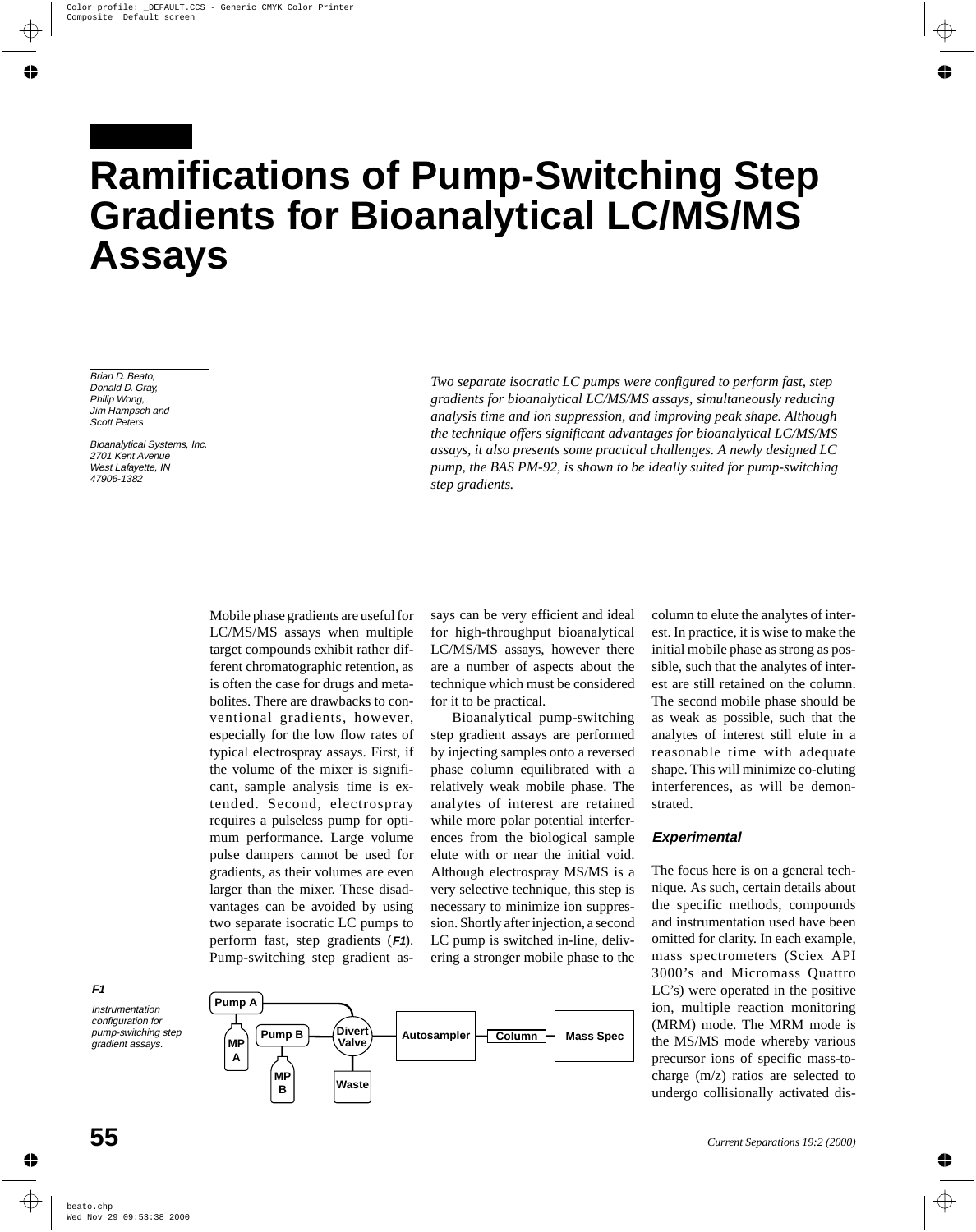# Ramifications of Pump-Switching Step Gradients for Bioanalytical LC/MS/MS Assays

*Brian D. Beato, Donald D. Gray, Philip Wong, Jim Hampsch and Scott Peters*

*Bioanalytical Systems, Inc.*
*2701 Kent Avenue*
*West Lafayette, IN*
*47906-1382*

*Two separate isocratic LC pumps were configured to perform fast, step gradients for bioanalytical LC/MS/MS assays, simultaneously reducing analysis time and ion suppression, and improving peak shape. Although the technique offers significant advantages for bioanalytical LC/MS/MS assays, it also presents some practical challenges. A newly designed LC pump, the BAS PM-92, is shown to be ideally suited for pump-switching step gradients.*

Mobile phase gradients are useful for LC/MS/MS assays when multiple target compounds exhibit rather different chromatographic retention, as is often the case for drugs and metabolites. There are drawbacks to conventional gradients, however, especially for the low flow rates of typical electrospray assays. First, if the volume of the mixer is significant, sample analysis time is extended. Second, electrospray requires a pulseless pump for optimum performance. Large volume pulse dampers cannot be used for gradients, as their volumes are even larger than the mixer. These disadvantages can be avoided by using two separate isocratic LC pumps to perform fast, step gradients (***F1***). Pump-switching step gradient assays can be very efficient and ideal for high-throughput bioanalytical LC/MS/MS assays, however there are a number of aspects about the technique which must be considered for it to be practical.

Bioanalytical pump-switching step gradient assays are performed by injecting samples onto a reversed phase column equilibrated with a relatively weak mobile phase. The analytes of interest are retained while more polar potential interferences from the biological sample elute with or near the initial void. Although electrospray MS/MS is a very selective technique, this step is necessary to minimize ion suppression. Shortly after injection, a second LC pump is switched in-line, delivering a stronger mobile phase to the column to elute the analytes of interest. In practice, it is wise to make the initial mobile phase as strong as possible, such that the analytes of interest are still retained on the column. The second mobile phase should be as weak as possible, such that the analytes of interest still elute in a reasonable time with adequate shape. This will minimize co-eluting interferences, as will be demonstrated.

## Experimental

The focus here is on a general technique. As such, certain details about the specific methods, compounds and instrumentation used have been omitted for clarity. In each example, mass spectrometers (Sciex API 3000's and Micromass Quattro LC's) were operated in the positive ion, multiple reaction monitoring (MRM) mode. The MRM mode is the MS/MS mode whereby various precursor ions of specific mass-to-charge (m/z) ratios are selected to undergo collisionally activated dis-

***F1***

*Instrumentation configuration for pump-switching step gradient assays.*

Pump A, MP A, Pump B, MP B, Divert Valve, Waste, Autosampler, Column, Mass Spec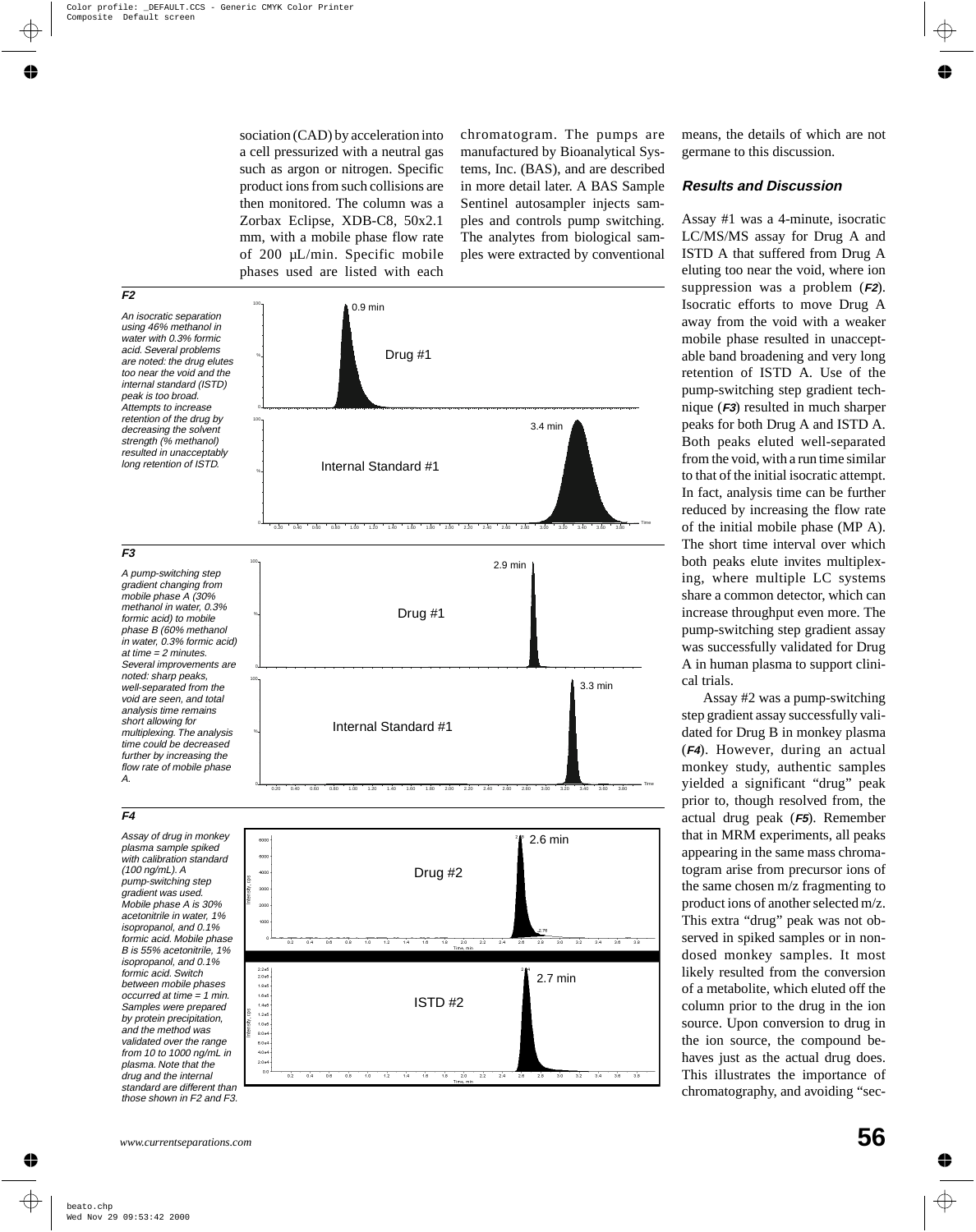sociation (CAD) by acceleration into a cell pressurized with a neutral gas such as argon or nitrogen. Specific product ions from such collisions are then monitored. The column was a Zorbax Eclipse, XDB-C8, 50x2.1 mm, with a mobile phase flow rate of 200 µL/min. Specific mobile phases used are listed with each chromatogram. The pumps are manufactured by Bioanalytical Systems, Inc. (BAS), and are described in more detail later. A BAS Sample Sentinel autosampler injects samples and controls pump switching. The analytes from biological samples were extracted by conventional means, the details of which are not germane to this discussion.

**F2**

*An isocratic separation using 46% methanol in water with 0.3% formic acid. Several problems are noted: the drug elutes too near the void and the internal standard (ISTD) peak is too broad. Attempts to increase retention of the drug by decreasing the solvent strength (% methanol) resulted in unacceptably long retention of ISTD.*

**F3**

*A pump-switching step gradient changing from mobile phase A (30% methanol in water, 0.3% formic acid) to mobile phase B (60% methanol in water, 0.3% formic acid) at time = 2 minutes. Several improvements are noted: sharp peaks, well-separated from the void are seen, and total analysis time remains short allowing for multiplexing. The analysis time could be decreased further by increasing the flow rate of mobile phase A.*

**F4**

*Assay of drug in monkey plasma sample spiked with calibration standard (100 ng/mL). A pump-switching step gradient was used. Mobile phase A is 30% acetonitrile in water, 1% isopropanol, and 0.1% formic acid. Mobile phase B is 55% acetonitrile, 1% isopropanol, and 0.1% formic acid. Switch between mobile phases occurred at time = 1 min. Samples were prepared by protein precipitation, and the method was validated over the range from 10 to 1000 ng/mL in plasma. Note that the drug and the internal standard are different than those shown in F2 and F3.*

## Results and Discussion

Assay #1 was a 4-minute, isocratic LC/MS/MS assay for Drug A and ISTD A that suffered from Drug A eluting too near the void, where ion suppression was a problem (**F2**). Isocratic efforts to move Drug A away from the void with a weaker mobile phase resulted in unacceptable band broadening and very long retention of ISTD A. Use of the pump-switching step gradient technique (**F3**) resulted in much sharper peaks for both Drug A and ISTD A. Both peaks eluted well-separated from the void, with a run time similar to that of the initial isocratic attempt. In fact, analysis time can be further reduced by increasing the flow rate of the initial mobile phase (MP A). The short time interval over which both peaks elute invites multiplexing, where multiple LC systems share a common detector, which can increase throughput even more. The pump-switching step gradient assay was successfully validated for Drug A in human plasma to support clinical trials.

Assay #2 was a pump-switching step gradient assay successfully validated for Drug B in monkey plasma (**F4**). However, during an actual monkey study, authentic samples yielded a significant "drug" peak prior to, though resolved from, the actual drug peak (**F5**). Remember that in MRM experiments, all peaks appearing in the same mass chromatogram arise from precursor ions of the same chosen m/z fragmenting to product ions of another selected m/z. This extra "drug" peak was not observed in spiked samples or in nondosed monkey samples. It most likely resulted from the conversion of a metabolite, which eluted off the column prior to the drug in the ion source. Upon conversion to drug in the ion source, the compound behaves just as the actual drug does. This illustrates the importance of chromatography, and avoiding "sec-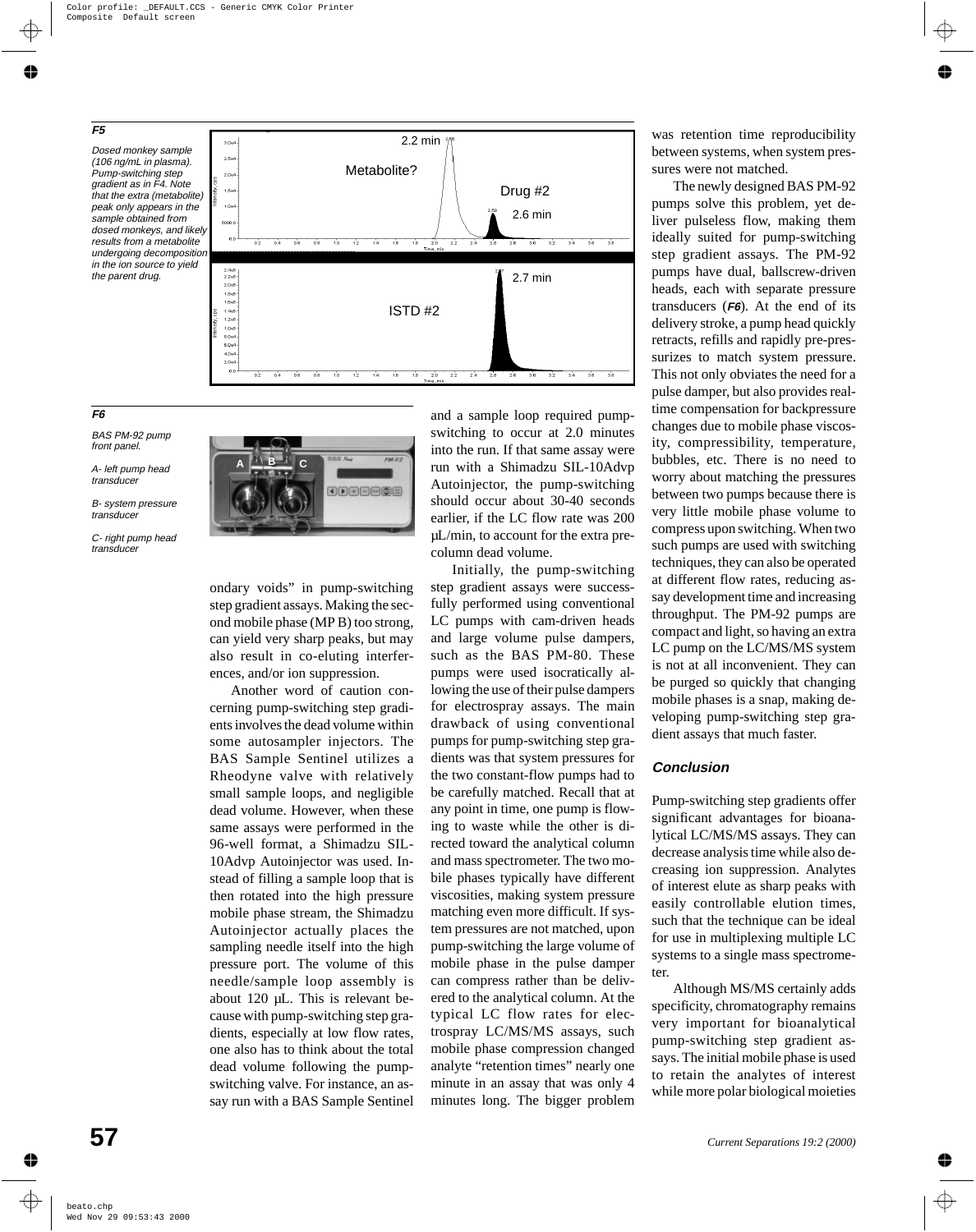**F5**

*Dosed monkey sample (106 ng/mL in plasma). Pump-switching step gradient as in F4. Note that the extra (metabolite) peak only appears in the sample obtained from dosed monkeys, and likely results from a metabolite undergoing decomposition in the ion source to yield the parent drug.*

**F6**

*BAS PM-92 pump front panel.*

*A- left pump head transducer*

*B- system pressure transducer*

*C- right pump head transducer*

ondary voids" in pump-switching step gradient assays. Making the second mobile phase (MP B) too strong, can yield very sharp peaks, but may also result in co-eluting interferences, and/or ion suppression.

Another word of caution concerning pump-switching step gradients involves the dead volume within some autosampler injectors. The BAS Sample Sentinel utilizes a Rheodyne valve with relatively small sample loops, and negligible dead volume. However, when these same assays were performed in the 96-well format, a Shimadzu SIL-10Advp Autoinjector was used. Instead of filling a sample loop that is then rotated into the high pressure mobile phase stream, the Shimadzu Autoinjector actually places the sampling needle itself into the high pressure port. The volume of this needle/sample loop assembly is about 120 µL. This is relevant because with pump-switching step gradients, especially at low flow rates, one also has to think about the total dead volume following the pump-switching valve. For instance, an assay run with a BAS Sample Sentinel and a sample loop required pump-switching to occur at 2.0 minutes into the run. If that same assay were run with a Shimadzu SIL-10Advp Autoinjector, the pump-switching should occur about 30-40 seconds earlier, if the LC flow rate was 200 µL/min, to account for the extra pre-column dead volume.

Initially, the pump-switching step gradient assays were successfully performed using conventional LC pumps with cam-driven heads and large volume pulse dampers, such as the BAS PM-80. These pumps were used isocratically allowing the use of their pulse dampers for electrospray assays. The main drawback of using conventional pumps for pump-switching step gradients was that system pressures for the two constant-flow pumps had to be carefully matched. Recall that at any point in time, one pump is flowing to waste while the other is directed toward the analytical column and mass spectrometer. The two mobile phases typically have different viscosities, making system pressure matching even more difficult. If system pressures are not matched, upon pump-switching the large volume of mobile phase in the pulse damper can compress rather than be delivered to the analytical column. At the typical LC flow rates for electrospray LC/MS/MS assays, such mobile phase compression changed analyte "retention times" nearly one minute in an assay that was only 4 minutes long. The bigger problem was retention time reproducibility between systems, when system pressures were not matched.

The newly designed BAS PM-92 pumps solve this problem, yet deliver pulseless flow, making them ideally suited for pump-switching step gradient assays. The PM-92 pumps have dual, ballscrew-driven heads, each with separate pressure transducers (***F6***). At the end of its delivery stroke, a pump head quickly retracts, refills and rapidly pre-pressurizes to match system pressure. This not only obviates the need for a pulse damper, but also provides real-time compensation for backpressure changes due to mobile phase viscosity, compressibility, temperature, bubbles, etc. There is no need to worry about matching the pressures between two pumps because there is very little mobile phase volume to compress upon switching. When two such pumps are used with switching techniques, they can also be operated at different flow rates, reducing assay development time and increasing throughput. The PM-92 pumps are compact and light, so having an extra LC pump on the LC/MS/MS system is not at all inconvenient. They can be purged so quickly that changing mobile phases is a snap, making developing pump-switching step gradient assays that much faster.

## Conclusion

Pump-switching step gradients offer significant advantages for bioanalytical LC/MS/MS assays. They can decrease analysis time while also decreasing ion suppression. Analytes of interest elute as sharp peaks with easily controllable elution times, such that the technique can be ideal for use in multiplexing multiple LC systems to a single mass spectrometer.

Although MS/MS certainly adds specificity, chromatography remains very important for bioanalytical pump-switching step gradient assays. The initial mobile phase is used to retain the analytes of interest while more polar biological moieties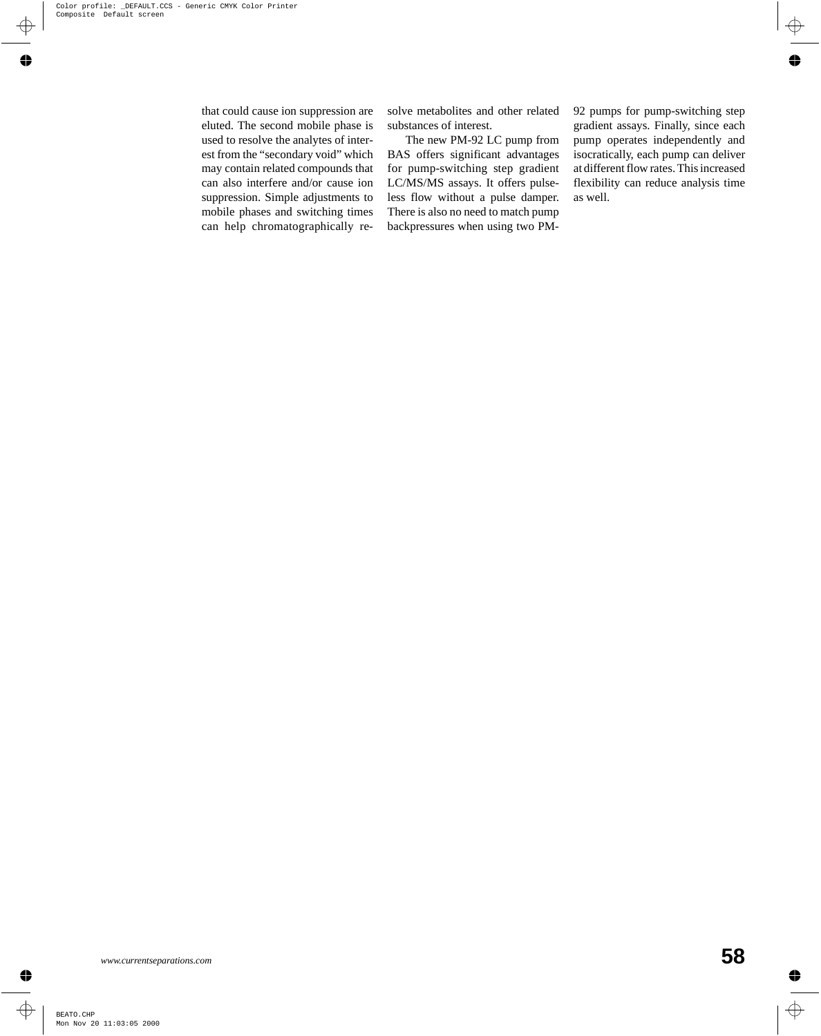that could cause ion suppression are eluted. The second mobile phase is used to resolve the analytes of interest from the "secondary void" which may contain related compounds that can also interfere and/or cause ion suppression. Simple adjustments to mobile phases and switching times can help chromatographically resolve metabolites and other related substances of interest.

The new PM-92 LC pump from BAS offers significant advantages for pump-switching step gradient LC/MS/MS assays. It offers pulseless flow without a pulse damper. There is also no need to match pump backpressures when using two PM-92 pumps for pump-switching step gradient assays. Finally, since each pump operates independently and isocratically, each pump can deliver at different flow rates. This increased flexibility can reduce analysis time as well.